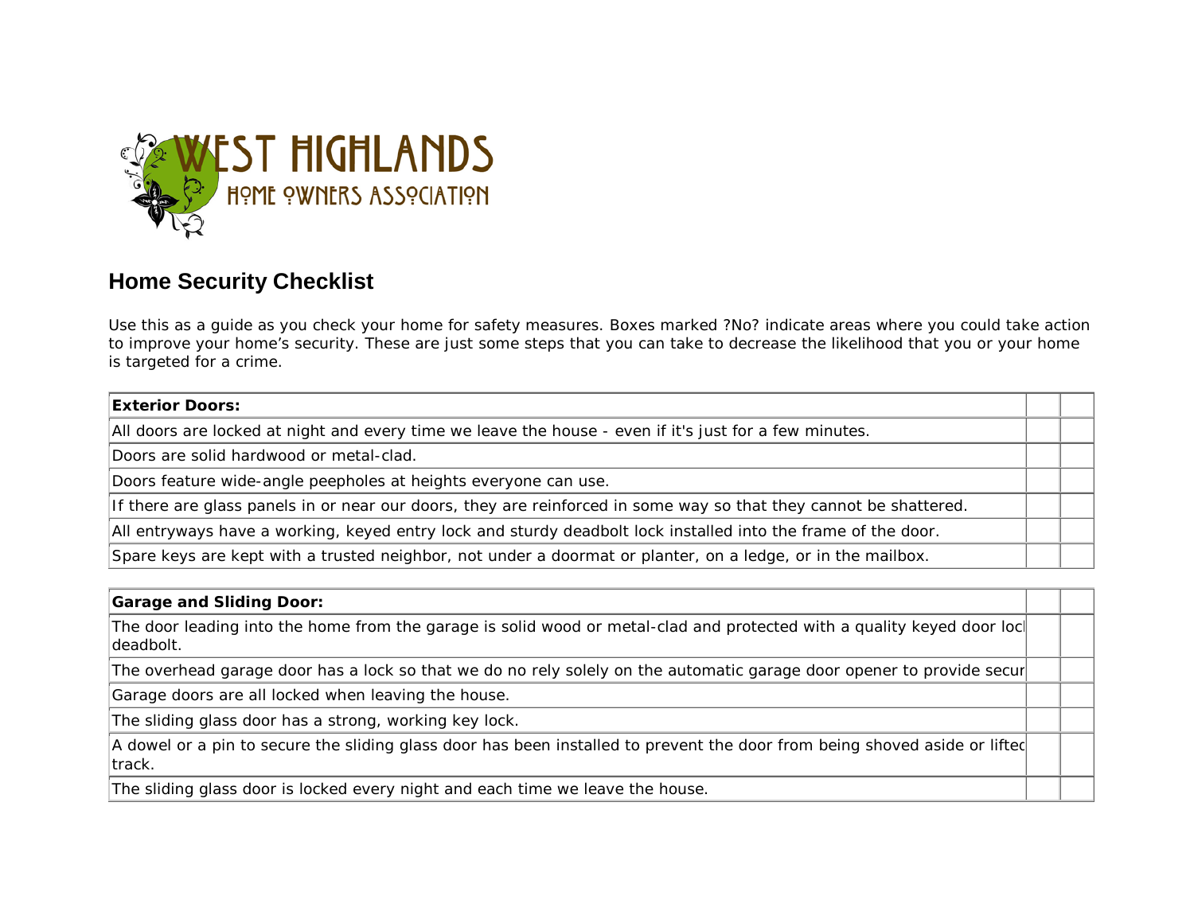# WEST HIGHLANDS

HOME OWNERS ASSOCIATION

## Home Security Checklist

Use this as a guide as you check your home for safety measures. Boxes marked ?No? indicate areas where you could take action to improve your home's security. These are just some steps that you can take to decrease the likelihood that you or your home is targeted for a crime.

| **Exterior Doors:** | | |
|---|---|---|
| All doors are locked at night and every time we leave the house - even if it's just for a few minutes. | | |
| Doors are solid hardwood or metal-clad. | | |
| Doors feature wide-angle peepholes at heights everyone can use. | | |
| If there are glass panels in or near our doors, they are reinforced in some way so that they cannot be shattered. | | |
| All entryways have a working, keyed entry lock and sturdy deadbolt lock installed into the frame of the door. | | |
| Spare keys are kept with a trusted neighbor, not under a doormat or planter, on a ledge, or in the mailbox. | | |

| **Garage and Sliding Door:** | | |
|---|---|---|
| The door leading into the home from the garage is solid wood or metal-clad and protected with a quality keyed door locl deadbolt. | | |
| The overhead garage door has a lock so that we do no rely solely on the automatic garage door opener to provide secur | | |
| Garage doors are all locked when leaving the house. | | |
| The sliding glass door has a strong, working key lock. | | |
| A dowel or a pin to secure the sliding glass door has been installed to prevent the door from being shoved aside or liftec track. | | |
| The sliding glass door is locked every night and each time we leave the house. | | |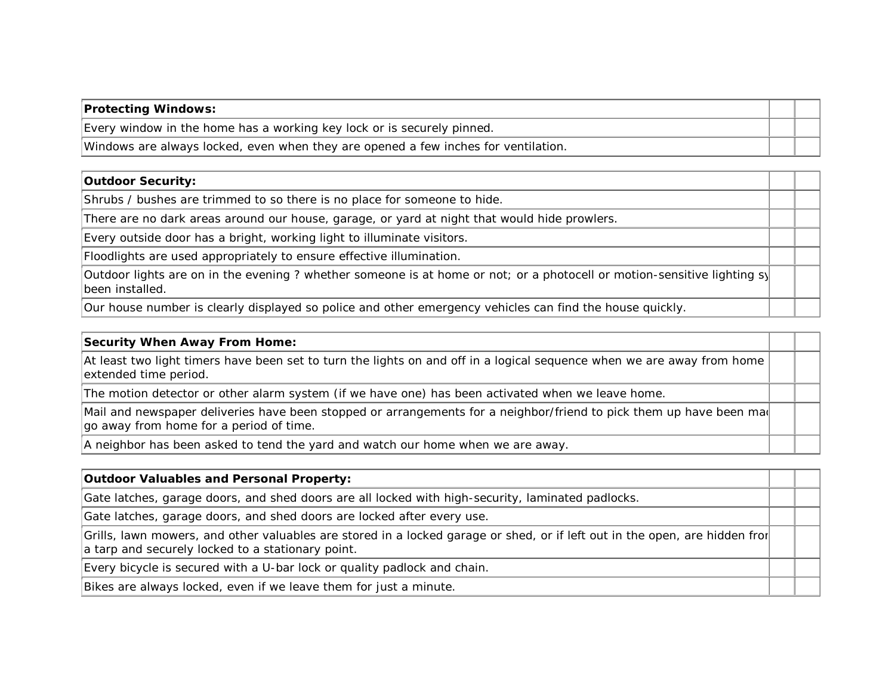| **Protecting Windows:** | | |
|---|---|---|
| Every window in the home has a working key lock or is securely pinned. | | |
| Windows are always locked, even when they are opened a few inches for ventilation. | | |

| **Outdoor Security:** | | |
|---|---|---|
| Shrubs / bushes are trimmed to so there is no place for someone to hide. | | |
| There are no dark areas around our house, garage, or yard at night that would hide prowlers. | | |
| Every outside door has a bright, working light to illuminate visitors. | | |
| Floodlights are used appropriately to ensure effective illumination. | | |
| Outdoor lights are on in the evening ? whether someone is at home or not; or a photocell or motion-sensitive lighting sy been installed. | | |
| Our house number is clearly displayed so police and other emergency vehicles can find the house quickly. | | |

| **Security When Away From Home:** | | |
|---|---|---|
| At least two light timers have been set to turn the lights on and off in a logical sequence when we are away from home extended time period. | | |
| The motion detector or other alarm system (if we have one) has been activated when we leave home. | | |
| Mail and newspaper deliveries have been stopped or arrangements for a neighbor/friend to pick them up have been ma go away from home for a period of time. | | |
| A neighbor has been asked to tend the yard and watch our home when we are away. | | |

| **Outdoor Valuables and Personal Property:** | | |
|---|---|---|
| Gate latches, garage doors, and shed doors are all locked with high-security, laminated padlocks. | | |
| Gate latches, garage doors, and shed doors are locked after every use. | | |
| Grills, lawn mowers, and other valuables are stored in a locked garage or shed, or if left out in the open, are hidden fro a tarp and securely locked to a stationary point. | | |
| Every bicycle is secured with a U-bar lock or quality padlock and chain. | | |
| Bikes are always locked, even if we leave them for just a minute. | | |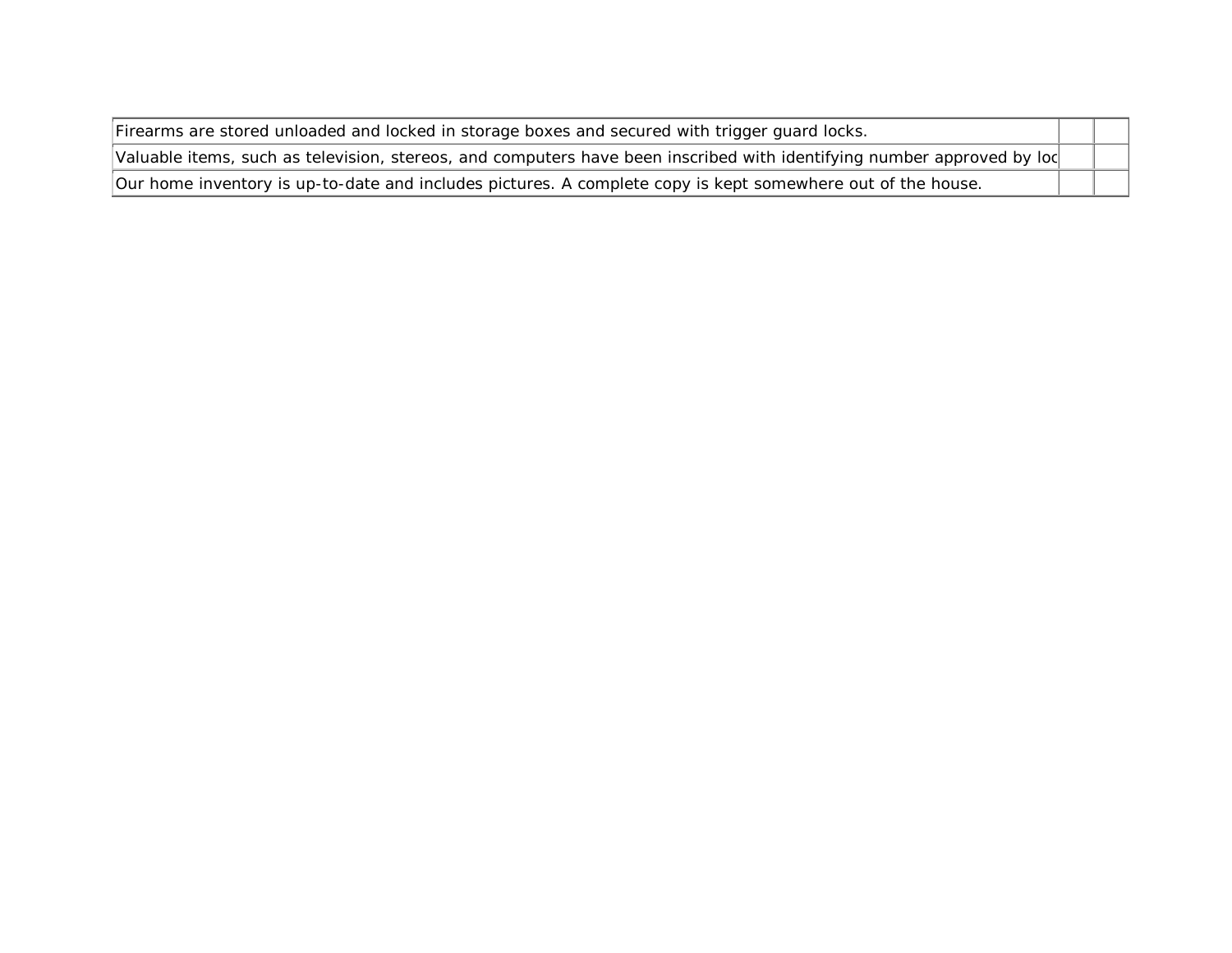| | | |
|---|---|---|
| Firearms are stored unloaded and locked in storage boxes and secured with trigger guard locks. | | |
| Valuable items, such as television, stereos, and computers have been inscribed with identifying number approved by loc | | |
| Our home inventory is up-to-date and includes pictures. A complete copy is kept somewhere out of the house. | | |